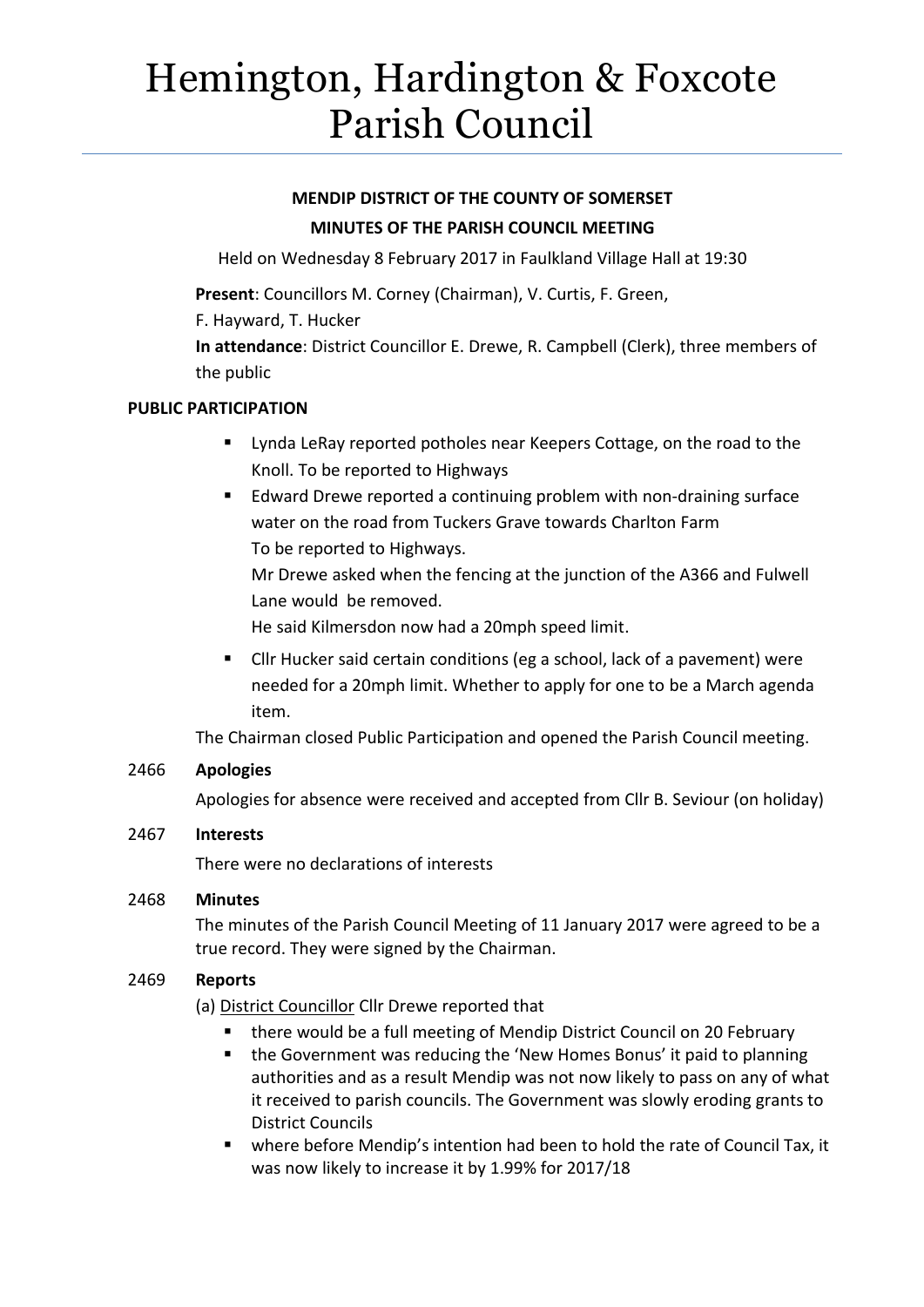# Hemington, Hardington & Foxcote Parish Council

**MENDIP DISTRICT OF THE COUNTY OF SOMERSET**

**MINUTES OF THE PARISH COUNCIL MEETING**

Held on Wednesday 8 February 2017 in Faulkland Village Hall at 19:30

**Present**: Councillors M. Corney (Chairman), V. Curtis, F. Green, F. Hayward, T. Hucker

**In attendance**: District Councillor E. Drewe, R. Campbell (Clerk), three members of the public

**PUBLIC PARTICIPATION**

- Lynda LeRay reported potholes near Keepers Cottage, on the road to the Knoll. To be reported to Highways
- Edward Drewe reported a continuing problem with non-draining surface water on the road from Tuckers Grave towards Charlton Farm
  To be reported to Highways.
  Mr Drewe asked when the fencing at the junction of the A366 and Fulwell Lane would be removed.
  He said Kilmersdon now had a 20mph speed limit.
- Cllr Hucker said certain conditions (eg a school, lack of a pavement) were needed for a 20mph limit. Whether to apply for one to be a March agenda item.

The Chairman closed Public Participation and opened the Parish Council meeting.

**2466 Apologies**

Apologies for absence were received and accepted from Cllr B. Seviour (on holiday)

**2467 Interests**

There were no declarations of interests

**2468 Minutes**

The minutes of the Parish Council Meeting of 11 January 2017 were agreed to be a true record. They were signed by the Chairman.

**2469 Reports**

(a) District Councillor Cllr Drewe reported that

- there would be a full meeting of Mendip District Council on 20 February
- the Government was reducing the 'New Homes Bonus' it paid to planning authorities and as a result Mendip was not now likely to pass on any of what it received to parish councils. The Government was slowly eroding grants to District Councils
- where before Mendip's intention had been to hold the rate of Council Tax, it was now likely to increase it by 1.99% for 2017/18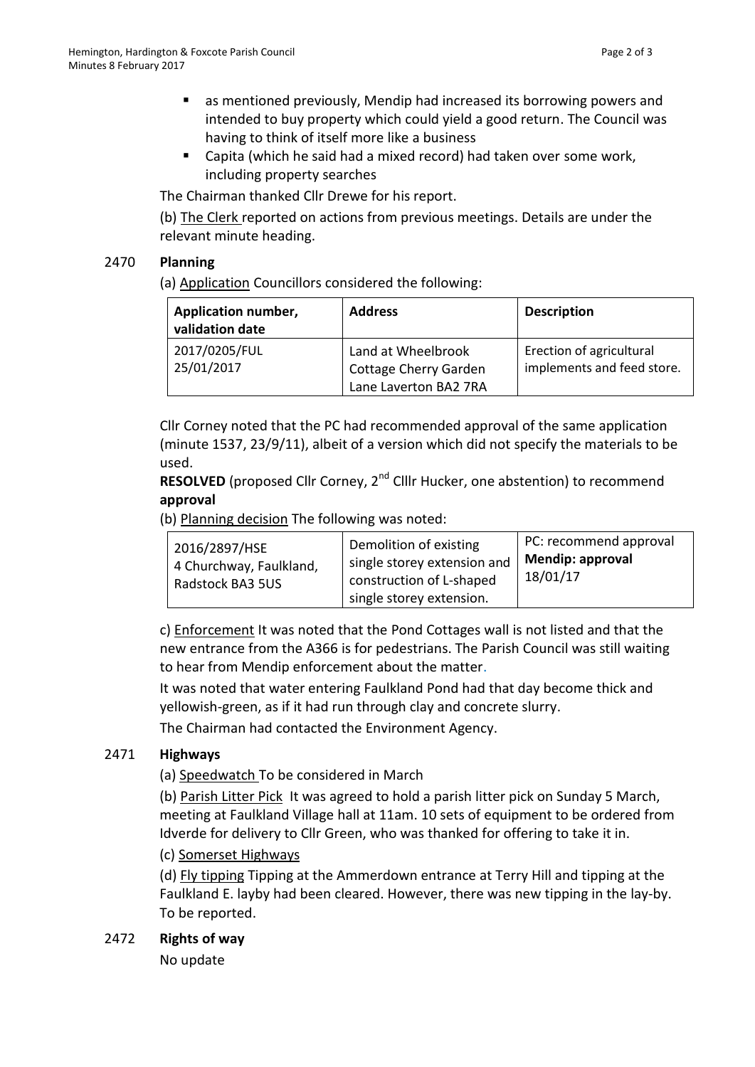- as mentioned previously, Mendip had increased its borrowing powers and intended to buy property which could yield a good return. The Council was having to think of itself more like a business
- Capita (which he said had a mixed record) had taken over some work, including property searches

The Chairman thanked Cllr Drewe for his report.

(b) The Clerk reported on actions from previous meetings. Details are under the relevant minute heading.

**2470 Planning**

(a) Application Councillors considered the following:

| Application number, validation date | Address | Description |
|---|---|---|
| 2017/0205/FUL 25/01/2017 | Land at Wheelbrook Cottage Cherry Garden Lane Laverton BA2 7RA | Erection of agricultural implements and feed store. |

Cllr Corney noted that the PC had recommended approval of the same application (minute 1537, 23/9/11), albeit of a version which did not specify the materials to be used.

**RESOLVED** (proposed Cllr Corney, 2nd Clllr Hucker, one abstention) to recommend **approval**

(b) Planning decision The following was noted:

| | | |
|---|---|---|
| 2016/2897/HSE 4 Churchway, Faulkland, Radstock BA3 5US | Demolition of existing single storey extension and construction of L-shaped single storey extension. | PC: recommend approval **Mendip: approval** 18/01/17 |

c) Enforcement It was noted that the Pond Cottages wall is not listed and that the new entrance from the A366 is for pedestrians. The Parish Council was still waiting to hear from Mendip enforcement about the matter.

It was noted that water entering Faulkland Pond had that day become thick and yellowish-green, as if it had run through clay and concrete slurry.

The Chairman had contacted the Environment Agency.

**2471 Highways**

(a) Speedwatch To be considered in March

(b) Parish Litter Pick It was agreed to hold a parish litter pick on Sunday 5 March, meeting at Faulkland Village hall at 11am. 10 sets of equipment to be ordered from Idverde for delivery to Cllr Green, who was thanked for offering to take it in.

(c) Somerset Highways

(d) Fly tipping Tipping at the Ammerdown entrance at Terry Hill and tipping at the Faulkland E. layby had been cleared. However, there was new tipping in the lay-by. To be reported.

**2472 Rights of way**

No update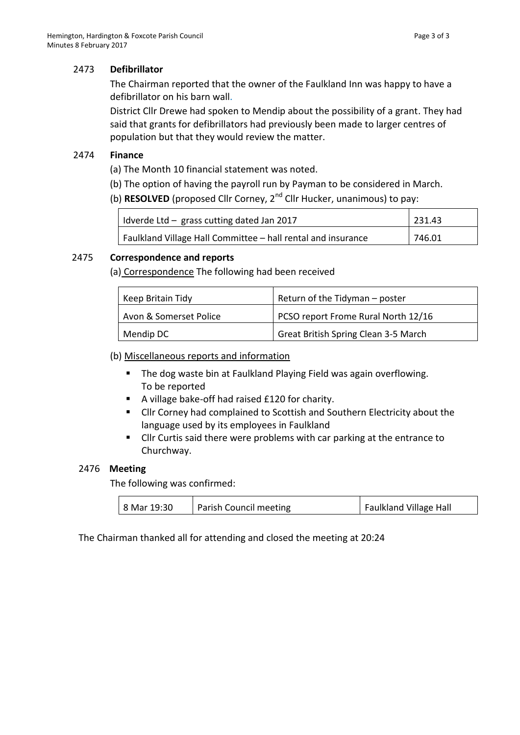## 2473 Defibrillator

The Chairman reported that the owner of the Faulkland Inn was happy to have a defibrillator on his barn wall.

District Cllr Drewe had spoken to Mendip about the possibility of a grant. They had said that grants for defibrillators had previously been made to larger centres of population but that they would review the matter.

## 2474 Finance

(a) The Month 10 financial statement was noted.

(b) The option of having the payroll run by Payman to be considered in March.

(b) **RESOLVED** (proposed Cllr Corney, 2nd Cllr Hucker, unanimous) to pay:

| | |
|---|---|
| Idverde Ltd – grass cutting dated Jan 2017 | 231.43 |
| Faulkland Village Hall Committee – hall rental and insurance | 746.01 |

## 2475 Correspondence and reports

(a) Correspondence The following had been received

| | |
|---|---|
| Keep Britain Tidy | Return of the Tidyman – poster |
| Avon & Somerset Police | PCSO report Frome Rural North 12/16 |
| Mendip DC | Great British Spring Clean 3-5 March |

(b) Miscellaneous reports and information

- The dog waste bin at Faulkland Playing Field was again overflowing. To be reported
- A village bake-off had raised £120 for charity.
- Cllr Corney had complained to Scottish and Southern Electricity about the language used by its employees in Faulkland
- Cllr Curtis said there were problems with car parking at the entrance to Churchway.

## 2476 Meeting

The following was confirmed:

| | | |
|---|---|---|
| 8 Mar 19:30 | Parish Council meeting | Faulkland Village Hall |

The Chairman thanked all for attending and closed the meeting at 20:24